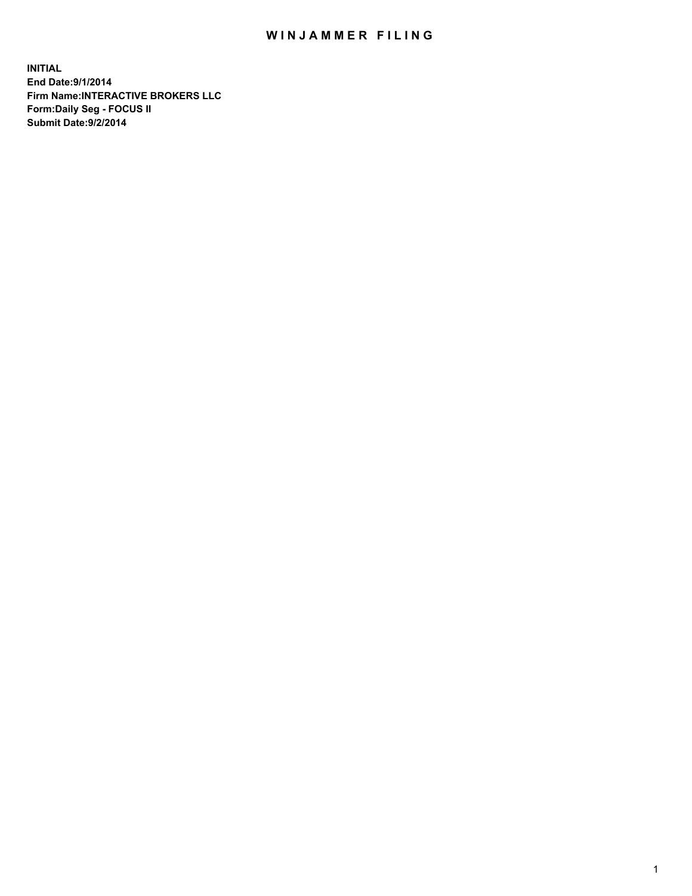# WINJAMMER FILING

**INITIAL**
**End Date:9/1/2014**
**Firm Name:INTERACTIVE BROKERS LLC**
**Form:Daily Seg - FOCUS II**
**Submit Date:9/2/2014**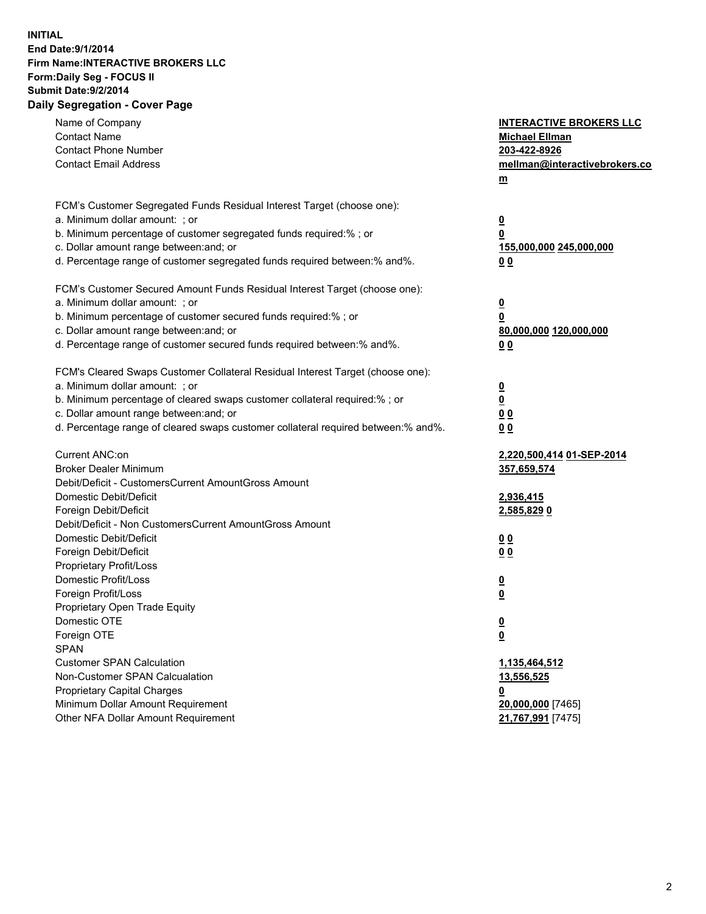**INITIAL**
**End Date:9/1/2014**
**Firm Name:INTERACTIVE BROKERS LLC**
**Form:Daily Seg - FOCUS II**
**Submit Date:9/2/2014**

## Daily Segregation - Cover Page

| | |
|---|---|
| Name of Company | **INTERACTIVE BROKERS LLC** |
| Contact Name | **Michael Ellman** |
| Contact Phone Number | **203-422-8926** |
| Contact Email Address | **mellman@interactivebrokers.com** |
| FCM's Customer Segregated Funds Residual Interest Target (choose one): | |
| a. Minimum dollar amount: ; or | **0** |
| b. Minimum percentage of customer segregated funds required:% ; or | **0** |
| c. Dollar amount range between:and; or | **155,000,000 245,000,000** |
| d. Percentage range of customer segregated funds required between:% and%. | **0 0** |
| FCM's Customer Secured Amount Funds Residual Interest Target (choose one): | |
| a. Minimum dollar amount: ; or | **0** |
| b. Minimum percentage of customer secured funds required:% ; or | **0** |
| c. Dollar amount range between:and; or | **80,000,000 120,000,000** |
| d. Percentage range of customer secured funds required between:% and%. | **0 0** |
| FCM's Cleared Swaps Customer Collateral Residual Interest Target (choose one): | |
| a. Minimum dollar amount: ; or | **0** |
| b. Minimum percentage of cleared swaps customer collateral required:% ; or | **0** |
| c. Dollar amount range between:and; or | **0 0** |
| d. Percentage range of cleared swaps customer collateral required between:% and%. | **0 0** |
| Current ANC:on | **2,220,500,414 01-SEP-2014** |
| Broker Dealer Minimum | **357,659,574** |
| Debit/Deficit - CustomersCurrent AmountGross Amount | |
| Domestic Debit/Deficit | **2,936,415** |
| Foreign Debit/Deficit | **2,585,829 0** |
| Debit/Deficit - Non CustomersCurrent AmountGross Amount | |
| Domestic Debit/Deficit | **0 0** |
| Foreign Debit/Deficit | **0 0** |
| Proprietary Profit/Loss | |
| Domestic Profit/Loss | **0** |
| Foreign Profit/Loss | **0** |
| Proprietary Open Trade Equity | |
| Domestic OTE | **0** |
| Foreign OTE | **0** |
| SPAN | |
| Customer SPAN Calculation | **1,135,464,512** |
| Non-Customer SPAN Calcualation | **13,556,525** |
| Proprietary Capital Charges | **0** |
| Minimum Dollar Amount Requirement | **20,000,000** [7465] |
| Other NFA Dollar Amount Requirement | **21,767,991** [7475] |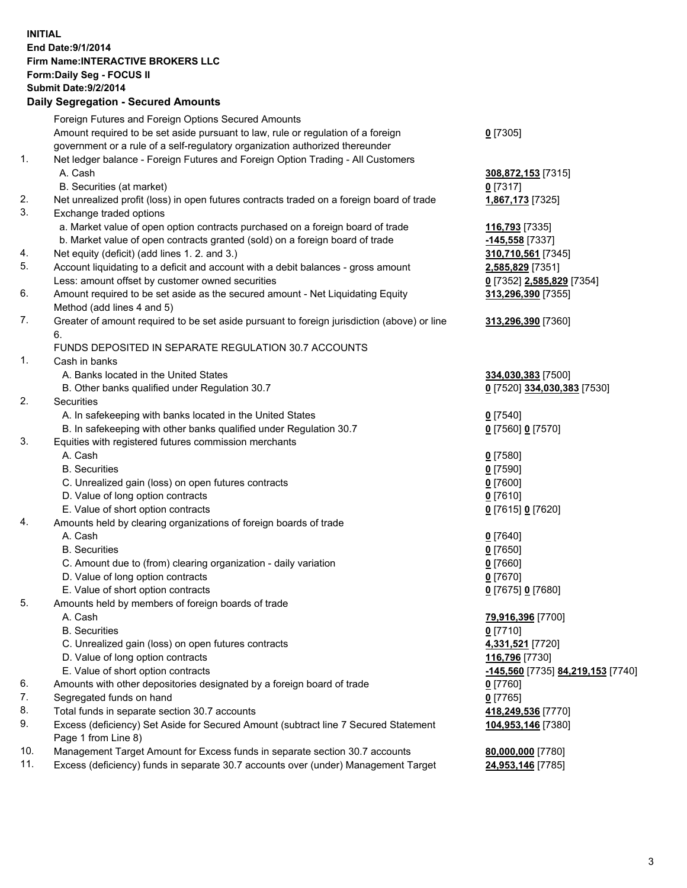**INITIAL**
**End Date:9/1/2014**
**Firm Name:INTERACTIVE BROKERS LLC**
**Form:Daily Seg - FOCUS II**
**Submit Date:9/2/2014**

## Daily Segregation - Secured Amounts

| | | |
|---|---|---|
| | Foreign Futures and Foreign Options Secured Amounts | |
| | Amount required to be set aside pursuant to law, rule or regulation of a foreign government or a rule of a self-regulatory organization authorized thereunder | **0** [7305] |
| 1. | Net ledger balance - Foreign Futures and Foreign Option Trading - All Customers | |
| | A. Cash | **308,872,153** [7315] |
| | B. Securities (at market) | **0** [7317] |
| 2. | Net unrealized profit (loss) in open futures contracts traded on a foreign board of trade | **1,867,173** [7325] |
| 3. | Exchange traded options | |
| | a. Market value of open option contracts purchased on a foreign board of trade | **116,793** [7335] |
| | b. Market value of open contracts granted (sold) on a foreign board of trade | **-145,558** [7337] |
| 4. | Net equity (deficit) (add lines 1. 2. and 3.) | **310,710,561** [7345] |
| 5. | Account liquidating to a deficit and account with a debit balances - gross amount | **2,585,829** [7351] |
| | Less: amount offset by customer owned securities | **0** [7352] **2,585,829** [7354] |
| 6. | Amount required to be set aside as the secured amount - Net Liquidating Equity Method (add lines 4 and 5) | **313,296,390** [7355] |
| 7. | Greater of amount required to be set aside pursuant to foreign jurisdiction (above) or line 6. | **313,296,390** [7360] |
| | FUNDS DEPOSITED IN SEPARATE REGULATION 30.7 ACCOUNTS | |
| 1. | Cash in banks | |
| | A. Banks located in the United States | **334,030,383** [7500] |
| | B. Other banks qualified under Regulation 30.7 | **0** [7520] **334,030,383** [7530] |
| 2. | Securities | |
| | A. In safekeeping with banks located in the United States | **0** [7540] |
| | B. In safekeeping with other banks qualified under Regulation 30.7 | **0** [7560] **0** [7570] |
| 3. | Equities with registered futures commission merchants | |
| | A. Cash | **0** [7580] |
| | B. Securities | **0** [7590] |
| | C. Unrealized gain (loss) on open futures contracts | **0** [7600] |
| | D. Value of long option contracts | **0** [7610] |
| | E. Value of short option contracts | **0** [7615] **0** [7620] |
| 4. | Amounts held by clearing organizations of foreign boards of trade | |
| | A. Cash | **0** [7640] |
| | B. Securities | **0** [7650] |
| | C. Amount due to (from) clearing organization - daily variation | **0** [7660] |
| | D. Value of long option contracts | **0** [7670] |
| | E. Value of short option contracts | **0** [7675] **0** [7680] |
| 5. | Amounts held by members of foreign boards of trade | |
| | A. Cash | **79,916,396** [7700] |
| | B. Securities | **0** [7710] |
| | C. Unrealized gain (loss) on open futures contracts | **4,331,521** [7720] |
| | D. Value of long option contracts | **116,796** [7730] |
| | E. Value of short option contracts | **-145,560** [7735] **84,219,153** [7740] |
| 6. | Amounts with other depositories designated by a foreign board of trade | **0** [7760] |
| 7. | Segregated funds on hand | **0** [7765] |
| 8. | Total funds in separate section 30.7 accounts | **418,249,536** [7770] |
| 9. | Excess (deficiency) Set Aside for Secured Amount (subtract line 7 Secured Statement Page 1 from Line 8) | **104,953,146** [7380] |
| 10. | Management Target Amount for Excess funds in separate section 30.7 accounts | **80,000,000** [7780] |
| 11. | Excess (deficiency) funds in separate 30.7 accounts over (under) Management Target | **24,953,146** [7785] |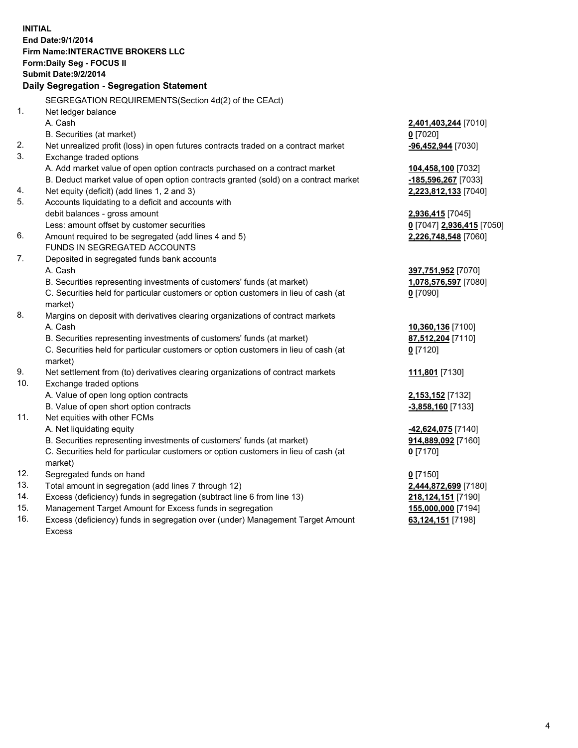**INITIAL**
**End Date:9/1/2014**
**Firm Name:INTERACTIVE BROKERS LLC**
**Form:Daily Seg - FOCUS II**
**Submit Date:9/2/2014**

## Daily Segregation - Segregation Statement

SEGREGATION REQUIREMENTS(Section 4d(2) of the CEAct)

| | | |
|---|---|---|
| 1. | Net ledger balance | |
| | A. Cash | **2,401,403,244** [7010] |
| | B. Securities (at market) | **0** [7020] |
| 2. | Net unrealized profit (loss) in open futures contracts traded on a contract market | **-96,452,944** [7030] |
| 3. | Exchange traded options | |
| | A. Add market value of open option contracts purchased on a contract market | **104,458,100** [7032] |
| | B. Deduct market value of open option contracts granted (sold) on a contract market | **-185,596,267** [7033] |
| 4. | Net equity (deficit) (add lines 1, 2 and 3) | **2,223,812,133** [7040] |
| 5. | Accounts liquidating to a deficit and accounts with debit balances - gross amount | **2,936,415** [7045] |
| | Less: amount offset by customer securities | **0** [7047] **2,936,415** [7050] |
| 6. | Amount required to be segregated (add lines 4 and 5) | **2,226,748,548** [7060] |
| | FUNDS IN SEGREGATED ACCOUNTS | |
| 7. | Deposited in segregated funds bank accounts | |
| | A. Cash | **397,751,952** [7070] |
| | B. Securities representing investments of customers' funds (at market) | **1,078,576,597** [7080] |
| | C. Securities held for particular customers or option customers in lieu of cash (at market) | **0** [7090] |
| 8. | Margins on deposit with derivatives clearing organizations of contract markets | |
| | A. Cash | **10,360,136** [7100] |
| | B. Securities representing investments of customers' funds (at market) | **87,512,204** [7110] |
| | C. Securities held for particular customers or option customers in lieu of cash (at market) | **0** [7120] |
| 9. | Net settlement from (to) derivatives clearing organizations of contract markets | **111,801** [7130] |
| 10. | Exchange traded options | |
| | A. Value of open long option contracts | **2,153,152** [7132] |
| | B. Value of open short option contracts | **-3,858,160** [7133] |
| 11. | Net equities with other FCMs | |
| | A. Net liquidating equity | **-42,624,075** [7140] |
| | B. Securities representing investments of customers' funds (at market) | **914,889,092** [7160] |
| | C. Securities held for particular customers or option customers in lieu of cash (at market) | **0** [7170] |
| 12. | Segregated funds on hand | **0** [7150] |
| 13. | Total amount in segregation (add lines 7 through 12) | **2,444,872,699** [7180] |
| 14. | Excess (deficiency) funds in segregation (subtract line 6 from line 13) | **218,124,151** [7190] |
| 15. | Management Target Amount for Excess funds in segregation | **155,000,000** [7194] |
| 16. | Excess (deficiency) funds in segregation over (under) Management Target Amount Excess | **63,124,151** [7198] |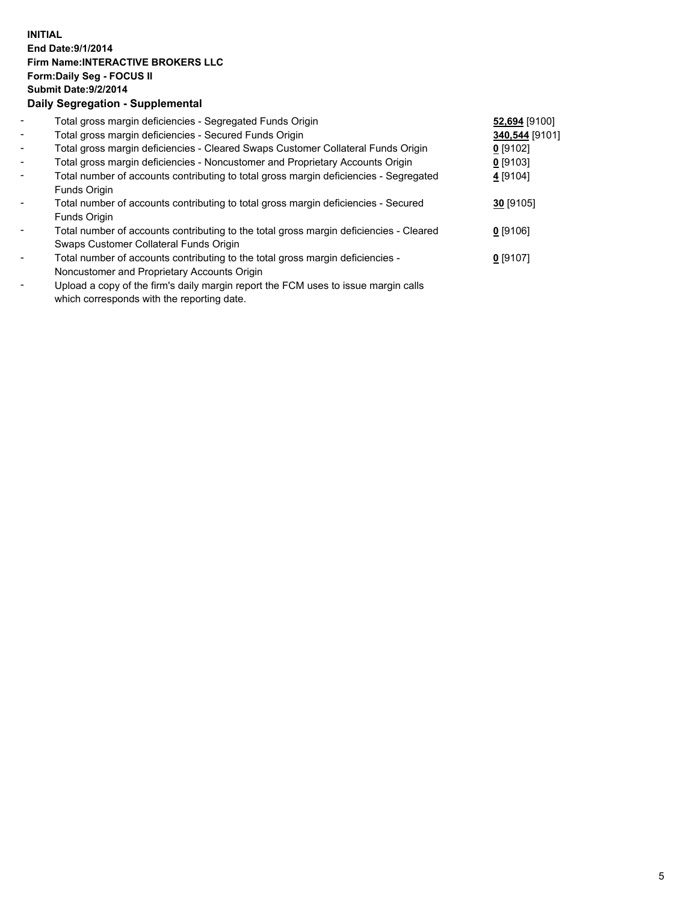**INITIAL**
**End Date:9/1/2014**
**Firm Name:INTERACTIVE BROKERS LLC**
**Form:Daily Seg - FOCUS II**
**Submit Date:9/2/2014**
**Daily Segregation - Supplemental**

- Total gross margin deficiencies - Segregated Funds Origin **52,694** [9100]
- Total gross margin deficiencies - Secured Funds Origin **340,544** [9101]
- Total gross margin deficiencies - Cleared Swaps Customer Collateral Funds Origin **0** [9102]
- Total gross margin deficiencies - Noncustomer and Proprietary Accounts Origin **0** [9103]
- Total number of accounts contributing to total gross margin deficiencies - Segregated Funds Origin **4** [9104]
- Total number of accounts contributing to total gross margin deficiencies - Secured Funds Origin **30** [9105]
- Total number of accounts contributing to the total gross margin deficiencies - Cleared Swaps Customer Collateral Funds Origin **0** [9106]
- Total number of accounts contributing to the total gross margin deficiencies - Noncustomer and Proprietary Accounts Origin **0** [9107]
- Upload a copy of the firm's daily margin report the FCM uses to issue margin calls which corresponds with the reporting date.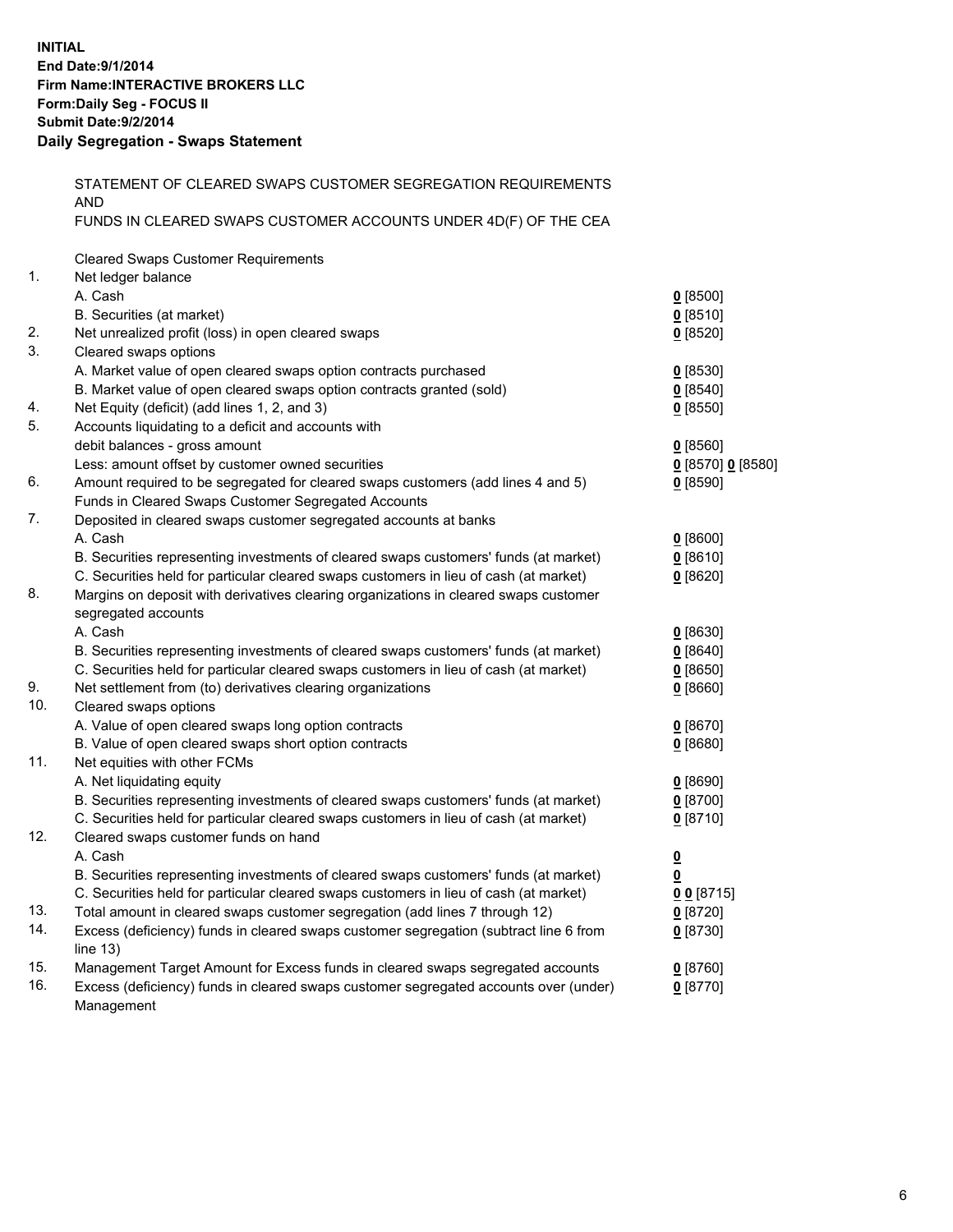**INITIAL**
**End Date:9/1/2014**
**Firm Name:INTERACTIVE BROKERS LLC**
**Form:Daily Seg - FOCUS II**
**Submit Date:9/2/2014**
**Daily Segregation - Swaps Statement**

STATEMENT OF CLEARED SWAPS CUSTOMER SEGREGATION REQUIREMENTS AND FUNDS IN CLEARED SWAPS CUSTOMER ACCOUNTS UNDER 4D(F) OF THE CEA

| | | |
|---|---|---|
| | Cleared Swaps Customer Requirements | |
| 1. | Net ledger balance | |
| | A. Cash | 0 [8500] |
| | B. Securities (at market) | 0 [8510] |
| 2. | Net unrealized profit (loss) in open cleared swaps | 0 [8520] |
| 3. | Cleared swaps options | |
| | A. Market value of open cleared swaps option contracts purchased | 0 [8530] |
| | B. Market value of open cleared swaps option contracts granted (sold) | 0 [8540] |
| 4. | Net Equity (deficit) (add lines 1, 2, and 3) | 0 [8550] |
| 5. | Accounts liquidating to a deficit and accounts with debit balances - gross amount | 0 [8560] |
| | Less: amount offset by customer owned securities | 0 [8570] 0 [8580] |
| 6. | Amount required to be segregated for cleared swaps customers (add lines 4 and 5) | 0 [8590] |
| | Funds in Cleared Swaps Customer Segregated Accounts | |
| 7. | Deposited in cleared swaps customer segregated accounts at banks | |
| | A. Cash | 0 [8600] |
| | B. Securities representing investments of cleared swaps customers' funds (at market) | 0 [8610] |
| | C. Securities held for particular cleared swaps customers in lieu of cash (at market) | 0 [8620] |
| 8. | Margins on deposit with derivatives clearing organizations in cleared swaps customer segregated accounts | |
| | A. Cash | 0 [8630] |
| | B. Securities representing investments of cleared swaps customers' funds (at market) | 0 [8640] |
| | C. Securities held for particular cleared swaps customers in lieu of cash (at market) | 0 [8650] |
| 9. | Net settlement from (to) derivatives clearing organizations | 0 [8660] |
| 10. | Cleared swaps options | |
| | A. Value of open cleared swaps long option contracts | 0 [8670] |
| | B. Value of open cleared swaps short option contracts | 0 [8680] |
| 11. | Net equities with other FCMs | |
| | A. Net liquidating equity | 0 [8690] |
| | B. Securities representing investments of cleared swaps customers' funds (at market) | 0 [8700] |
| | C. Securities held for particular cleared swaps customers in lieu of cash (at market) | 0 [8710] |
| 12. | Cleared swaps customer funds on hand | |
| | A. Cash | 0 |
| | B. Securities representing investments of cleared swaps customers' funds (at market) | 0 |
| | C. Securities held for particular cleared swaps customers in lieu of cash (at market) | 0 0 [8715] |
| 13. | Total amount in cleared swaps customer segregation (add lines 7 through 12) | 0 [8720] |
| 14. | Excess (deficiency) funds in cleared swaps customer segregation (subtract line 6 from line 13) | 0 [8730] |
| 15. | Management Target Amount for Excess funds in cleared swaps segregated accounts | 0 [8760] |
| 16. | Excess (deficiency) funds in cleared swaps customer segregated accounts over (under) Management | 0 [8770] |